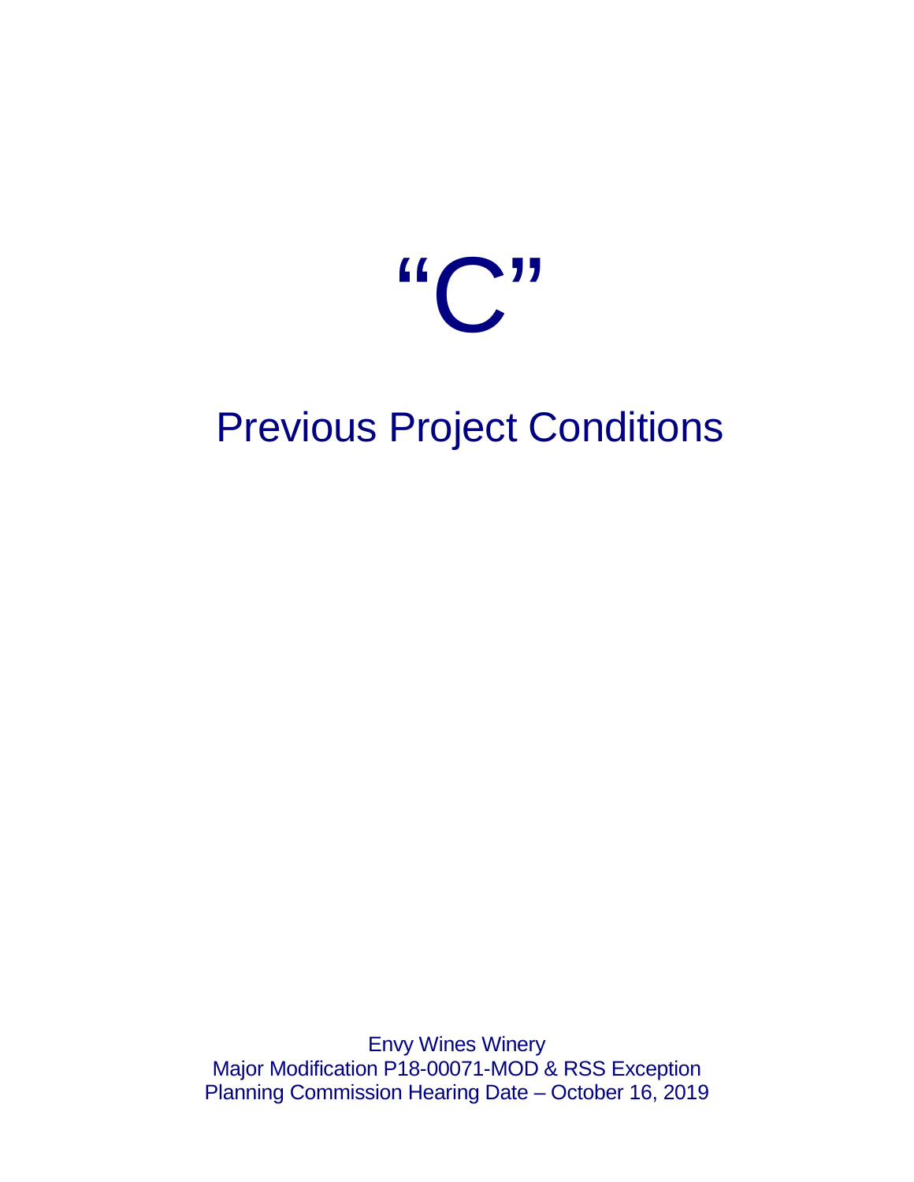# "C"

## Previous Project Conditions

Envy Wines Winery
Major Modification P18-00071-MOD & RSS Exception
Planning Commission Hearing Date – October 16, 2019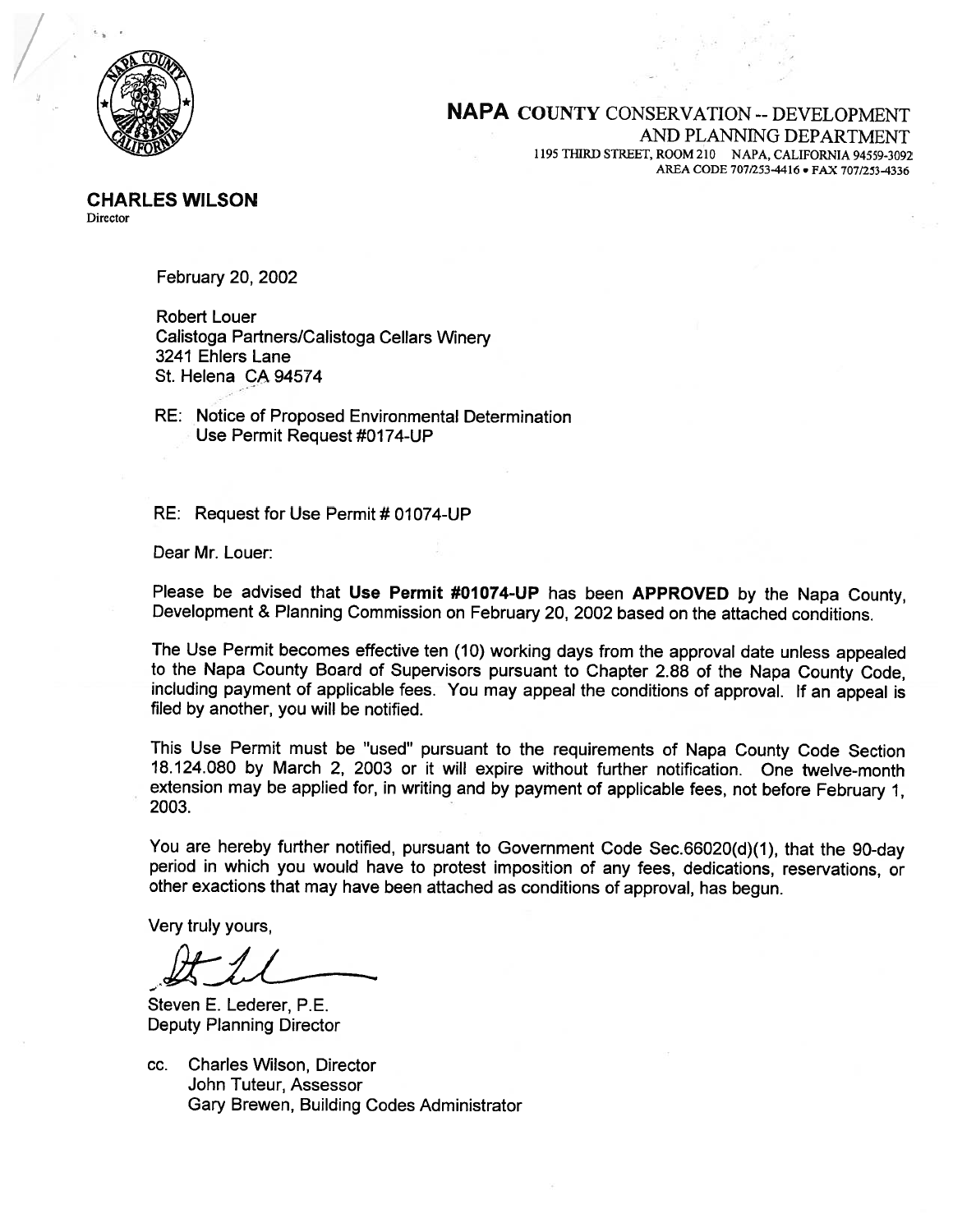**NAPA COUNTY** CONSERVATION -- DEVELOPMENT AND PLANNING DEPARTMENT

1195 THIRD STREET, ROOM 210 NAPA, CALIFORNIA 94559-3092
AREA CODE 707/253-4416 • FAX 707/253-4336

**CHARLES WILSON**
Director

February 20, 2002

Robert Louer
Calistoga Partners/Calistoga Cellars Winery
3241 Ehlers Lane
St. Helena CA 94574

RE: Notice of Proposed Environmental Determination
Use Permit Request #0174-UP

RE: Request for Use Permit # 01074-UP

Dear Mr. Louer:

Please be advised that **Use Permit #01074-UP** has been **APPROVED** by the Napa County, Development & Planning Commission on February 20, 2002 based on the attached conditions.

The Use Permit becomes effective ten (10) working days from the approval date unless appealed to the Napa County Board of Supervisors pursuant to Chapter 2.88 of the Napa County Code, including payment of applicable fees. You may appeal the conditions of approval. If an appeal is filed by another, you will be notified.

This Use Permit must be "used" pursuant to the requirements of Napa County Code Section 18.124.080 by March 2, 2003 or it will expire without further notification. One twelve-month extension may be applied for, in writing and by payment of applicable fees, not before February 1, 2003.

You are hereby further notified, pursuant to Government Code Sec.66020(d)(1), that the 90-day period in which you would have to protest imposition of any fees, dedications, reservations, or other exactions that may have been attached as conditions of approval, has begun.

Very truly yours,

Steven E. Lederer, P.E.
Deputy Planning Director

cc. Charles Wilson, Director
John Tuteur, Assessor
Gary Brewen, Building Codes Administrator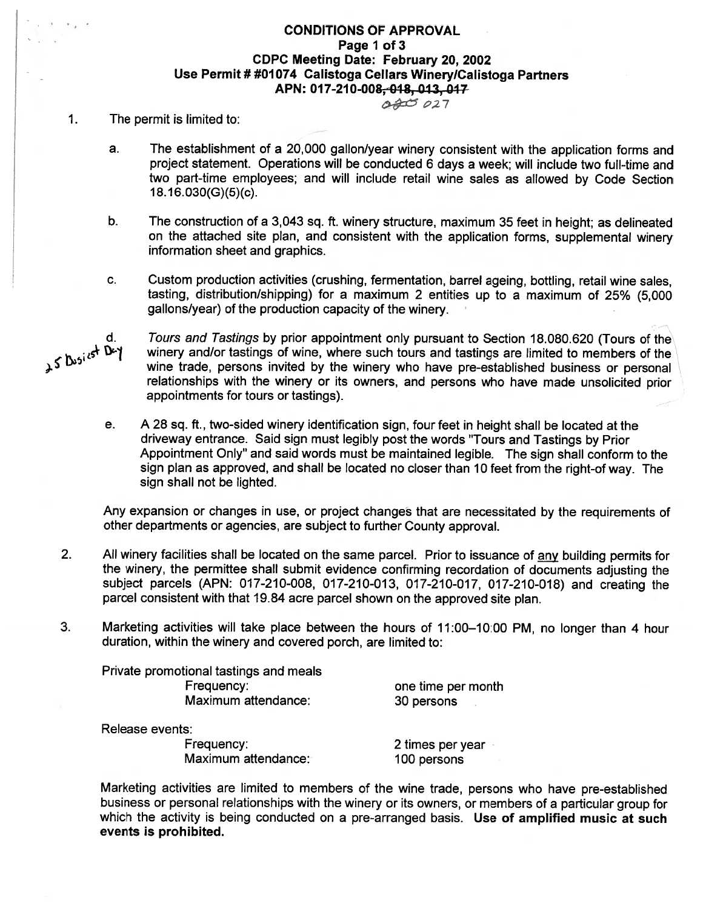**CONDITIONS OF APPROVAL**
**Page 1 of 3**
**CDPC Meeting Date: February 20, 2002**
**Use Permit # #01074 Calistoga Cellars Winery/Calistoga Partners**
**APN: 017-210-008~~, 018, 013, 017~~**
~~020~~ 027

1. The permit is limited to:

   a. The establishment of a 20,000 gallon/year winery consistent with the application forms and project statement. Operations will be conducted 6 days a week; will include two full-time and two part-time employees; and will include retail wine sales as allowed by Code Section 18.16.030(G)(5)(c).

   b. The construction of a 3,043 sq. ft. winery structure, maximum 35 feet in height; as delineated on the attached site plan, and consistent with the application forms, supplemental winery information sheet and graphics.

   c. Custom production activities (crushing, fermentation, barrel ageing, bottling, retail wine sales, tasting, distribution/shipping) for a maximum 2 entities up to a maximum of 25% (5,000 gallons/year) of the production capacity of the winery.

   d. *Tours and Tastings* by prior appointment only pursuant to Section 18.080.620 (Tours of the winery and/or tastings of wine, where such tours and tastings are limited to members of the wine trade, persons invited by the winery who have pre-established business or personal relationships with the winery or its owners, and persons who have made unsolicited prior appointments for tours or tastings).

      25 busiest Day

   e. A 28 sq. ft., two-sided winery identification sign, four feet in height shall be located at the driveway entrance. Said sign must legibly post the words "Tours and Tastings by Prior Appointment Only" and said words must be maintained legible. The sign shall conform to the sign plan as approved, and shall be located no closer than 10 feet from the right-of way. The sign shall not be lighted.

   Any expansion or changes in use, or project changes that are necessitated by the requirements of other departments or agencies, are subject to further County approval.

2. All winery facilities shall be located on the same parcel. Prior to issuance of <u>any</u> building permits for the winery, the permittee shall submit evidence confirming recordation of documents adjusting the subject parcels (APN: 017-210-008, 017-210-013, 017-210-017, 017-210-018) and creating the parcel consistent with that 19.84 acre parcel shown on the approved site plan.

3. Marketing activities will take place between the hours of 11:00–10:00 PM, no longer than 4 hour duration, within the winery and covered porch, are limited to:

   Private promotional tastings and meals
   - Frequency: one time per month
   - Maximum attendance: 30 persons

   Release events:
   - Frequency: 2 times per year
   - Maximum attendance: 100 persons

   Marketing activities are limited to members of the wine trade, persons who have pre-established business or personal relationships with the winery or its owners, or members of a particular group for which the activity is being conducted on a pre-arranged basis. **Use of amplified music at such events is prohibited.**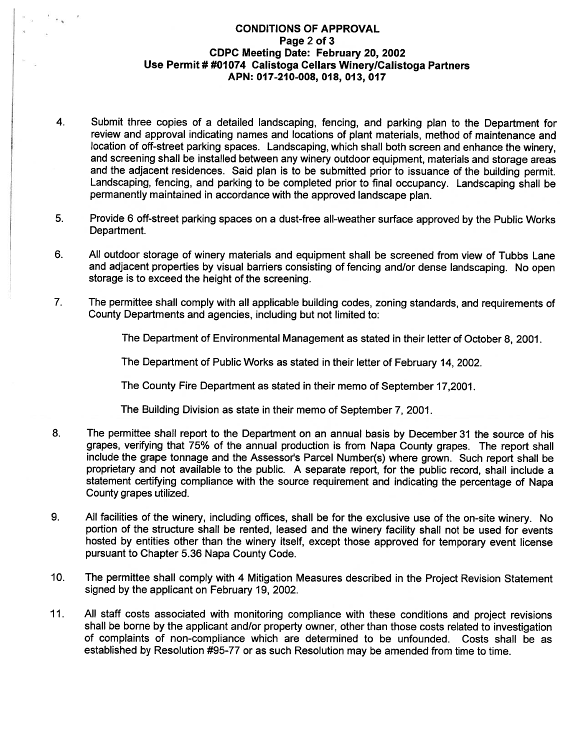**CONDITIONS OF APPROVAL**
**CDPC Meeting Date: February 20, 2002**
**Use Permit # #01074 Calistoga Cellars Winery/Calistoga Partners**
**APN: 017-210-008, 018, 013, 017**

4. Submit three copies of a detailed landscaping, fencing, and parking plan to the Department for review and approval indicating names and locations of plant materials, method of maintenance and location of off-street parking spaces. Landscaping, which shall both screen and enhance the winery, and screening shall be installed between any winery outdoor equipment, materials and storage areas and the adjacent residences. Said plan is to be submitted prior to issuance of the building permit. Landscaping, fencing, and parking to be completed prior to final occupancy. Landscaping shall be permanently maintained in accordance with the approved landscape plan.

5. Provide 6 off-street parking spaces on a dust-free all-weather surface approved by the Public Works Department.

6. All outdoor storage of winery materials and equipment shall be screened from view of Tubbs Lane and adjacent properties by visual barriers consisting of fencing and/or dense landscaping. No open storage is to exceed the height of the screening.

7. The permittee shall comply with all applicable building codes, zoning standards, and requirements of County Departments and agencies, including but not limited to:

   The Department of Environmental Management as stated in their letter of October 8, 2001.

   The Department of Public Works as stated in their letter of February 14, 2002.

   The County Fire Department as stated in their memo of September 17,2001.

   The Building Division as state in their memo of September 7, 2001.

8. The permittee shall report to the Department on an annual basis by December 31 the source of his grapes, verifying that 75% of the annual production is from Napa County grapes. The report shall include the grape tonnage and the Assessor's Parcel Number(s) where grown. Such report shall be proprietary and not available to the public. A separate report, for the public record, shall include a statement certifying compliance with the source requirement and indicating the percentage of Napa County grapes utilized.

9. All facilities of the winery, including offices, shall be for the exclusive use of the on-site winery. No portion of the structure shall be rented, leased and the winery facility shall not be used for events hosted by entities other than the winery itself, except those approved for temporary event license pursuant to Chapter 5.36 Napa County Code.

10. The permittee shall comply with 4 Mitigation Measures described in the Project Revision Statement signed by the applicant on February 19, 2002.

11. All staff costs associated with monitoring compliance with these conditions and project revisions shall be borne by the applicant and/or property owner, other than those costs related to investigation of complaints of non-compliance which are determined to be unfounded. Costs shall be as established by Resolution #95-77 or as such Resolution may be amended from time to time.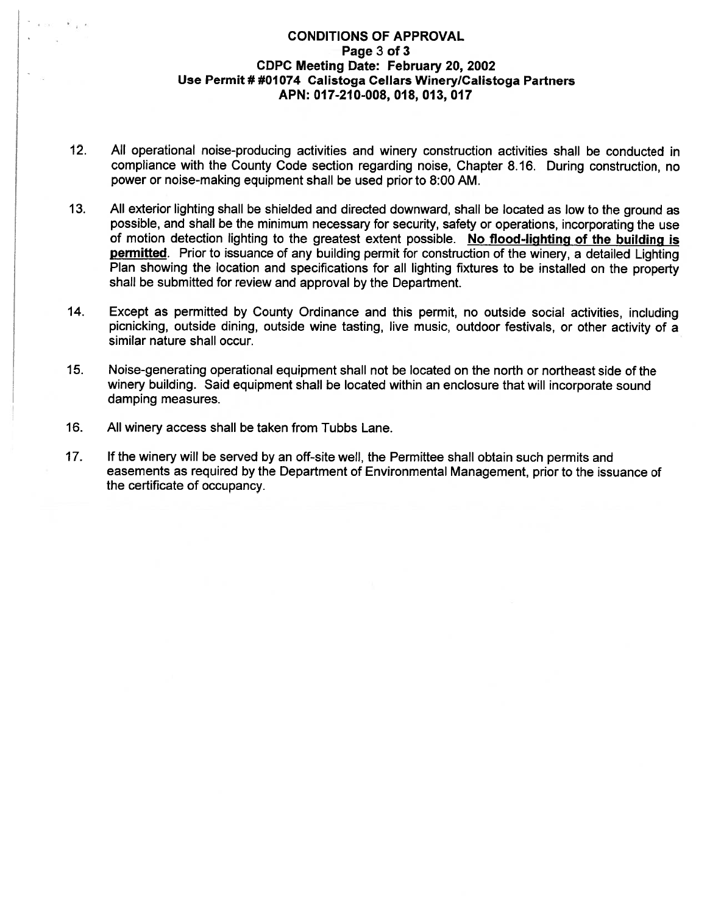**CONDITIONS OF APPROVAL**
**CDPC Meeting Date: February 20, 2002**
**Use Permit # #01074 Calistoga Cellars Winery/Calistoga Partners**
**APN: 017-210-008, 018, 013, 017**

12. All operational noise-producing activities and winery construction activities shall be conducted in compliance with the County Code section regarding noise, Chapter 8.16. During construction, no power or noise-making equipment shall be used prior to 8:00 AM.

13. All exterior lighting shall be shielded and directed downward, shall be located as low to the ground as possible, and shall be the minimum necessary for security, safety or operations, incorporating the use of motion detection lighting to the greatest extent possible. **No flood-lighting of the building is permitted**. Prior to issuance of any building permit for construction of the winery, a detailed Lighting Plan showing the location and specifications for all lighting fixtures to be installed on the property shall be submitted for review and approval by the Department.

14. Except as permitted by County Ordinance and this permit, no outside social activities, including picnicking, outside dining, outside wine tasting, live music, outdoor festivals, or other activity of a similar nature shall occur.

15. Noise-generating operational equipment shall not be located on the north or northeast side of the winery building. Said equipment shall be located within an enclosure that will incorporate sound damping measures.

16. All winery access shall be taken from Tubbs Lane.

17. If the winery will be served by an off-site well, the Permittee shall obtain such permits and easements as required by the Department of Environmental Management, prior to the issuance of the certificate of occupancy.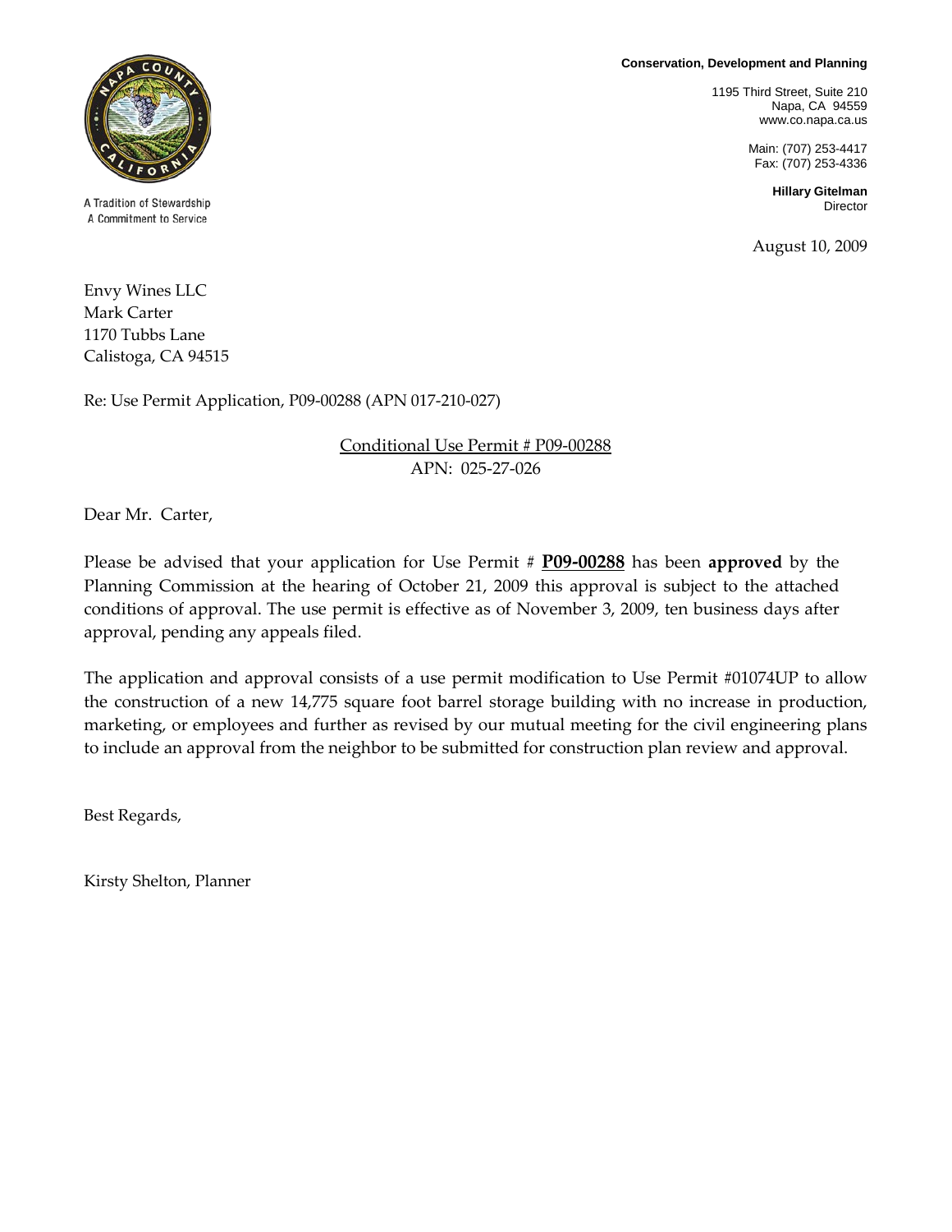A Tradition of Stewardship
A Commitment to Service

**Conservation, Development and Planning**

1195 Third Street, Suite 210
Napa, CA 94559
www.co.napa.ca.us

Main: (707) 253-4417
Fax: (707) 253-4336

**Hillary Gitelman**
Director

August 10, 2009

Envy Wines LLC
Mark Carter
1170 Tubbs Lane
Calistoga, CA 94515

Re: Use Permit Application, P09-00288 (APN 017-210-027)

Conditional Use Permit # P09-00288
APN: 025-27-026

Dear Mr. Carter,

Please be advised that your application for Use Permit # **P09-00288** has been **approved** by the Planning Commission at the hearing of October 21, 2009 this approval is subject to the attached conditions of approval. The use permit is effective as of November 3, 2009, ten business days after approval, pending any appeals filed.

The application and approval consists of a use permit modification to Use Permit #01074UP to allow the construction of a new 14,775 square foot barrel storage building with no increase in production, marketing, or employees and further as revised by our mutual meeting for the civil engineering plans to include an approval from the neighbor to be submitted for construction plan review and approval.

Best Regards,

Kirsty Shelton, Planner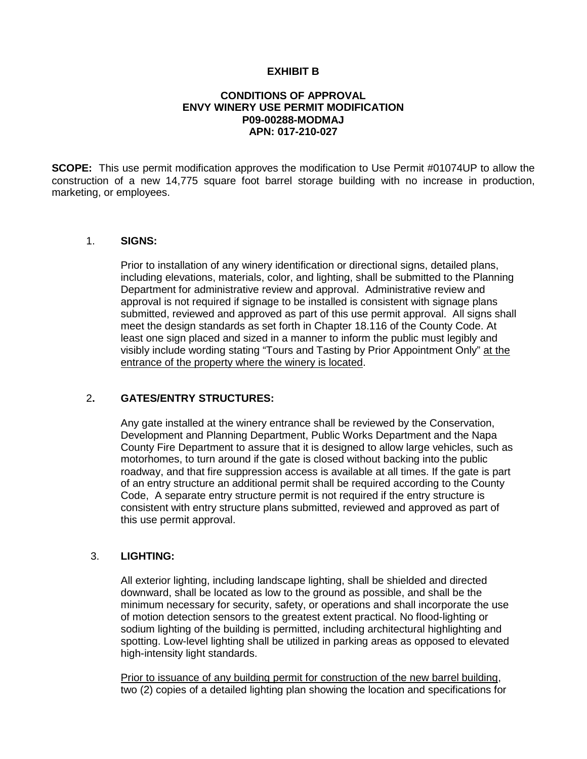**EXHIBIT B**

**CONDITIONS OF APPROVAL**
**ENVY WINERY USE PERMIT MODIFICATION**
**P09-00288-MODMAJ**
**APN: 017-210-027**

**SCOPE:** This use permit modification approves the modification to Use Permit #01074UP to allow the construction of a new 14,775 square foot barrel storage building with no increase in production, marketing, or employees.

1. **SIGNS:**

   Prior to installation of any winery identification or directional signs, detailed plans, including elevations, materials, color, and lighting, shall be submitted to the Planning Department for administrative review and approval. Administrative review and approval is not required if signage to be installed is consistent with signage plans submitted, reviewed and approved as part of this use permit approval. All signs shall meet the design standards as set forth in Chapter 18.116 of the County Code. At least one sign placed and sized in a manner to inform the public must legibly and visibly include wording stating "Tours and Tasting by Prior Appointment Only" <u>at the entrance of the property where the winery is located</u>.

2. **GATES/ENTRY STRUCTURES:**

   Any gate installed at the winery entrance shall be reviewed by the Conservation, Development and Planning Department, Public Works Department and the Napa County Fire Department to assure that it is designed to allow large vehicles, such as motorhomes, to turn around if the gate is closed without backing into the public roadway, and that fire suppression access is available at all times. If the gate is part of an entry structure an additional permit shall be required according to the County Code, A separate entry structure permit is not required if the entry structure is consistent with entry structure plans submitted, reviewed and approved as part of this use permit approval.

3. **LIGHTING:**

   All exterior lighting, including landscape lighting, shall be shielded and directed downward, shall be located as low to the ground as possible, and shall be the minimum necessary for security, safety, or operations and shall incorporate the use of motion detection sensors to the greatest extent practical. No flood-lighting or sodium lighting of the building is permitted, including architectural highlighting and spotting. Low-level lighting shall be utilized in parking areas as opposed to elevated high-intensity light standards.

   <u>Prior to issuance of any building permit for construction of the new barrel building</u>, two (2) copies of a detailed lighting plan showing the location and specifications for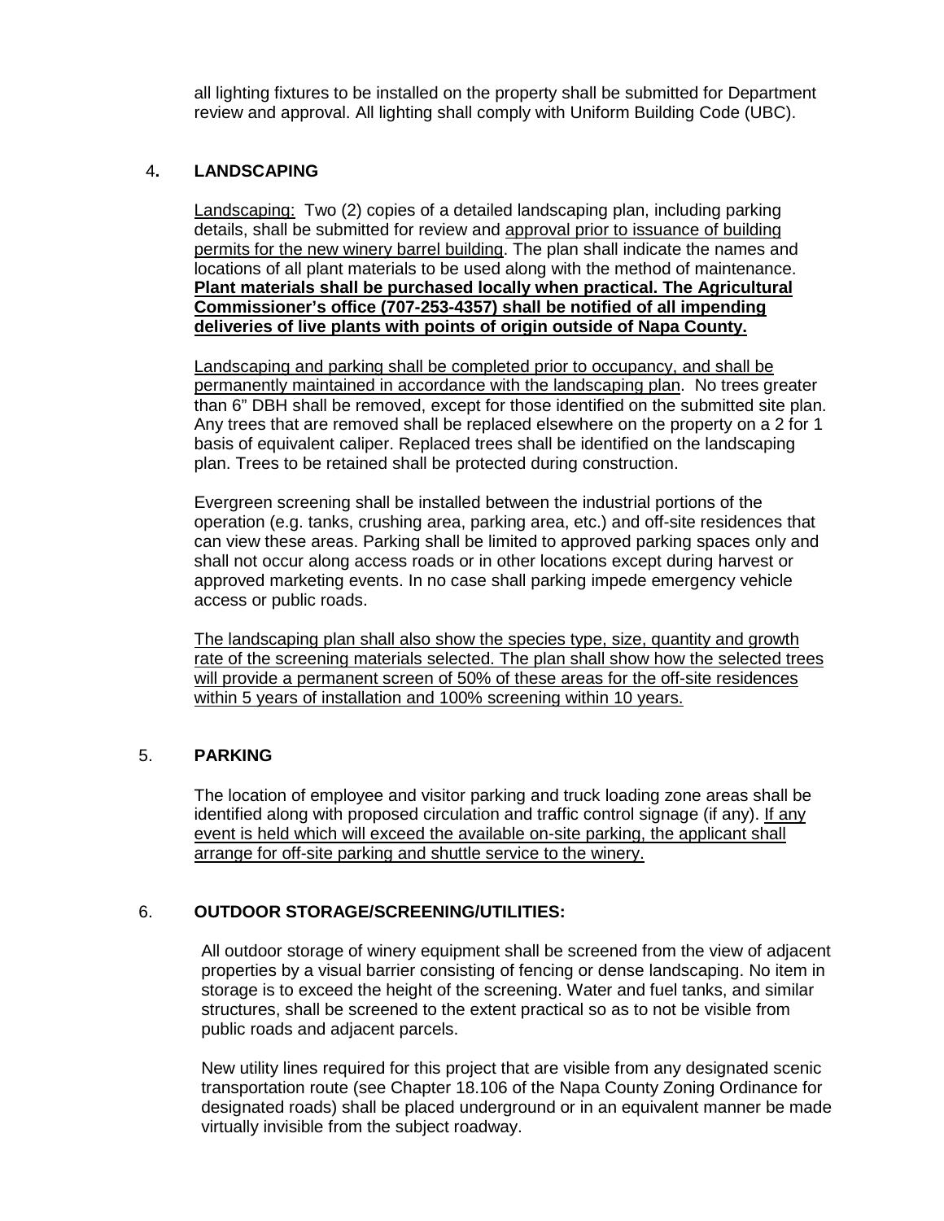all lighting fixtures to be installed on the property shall be submitted for Department review and approval. All lighting shall comply with Uniform Building Code (UBC).

4. **LANDSCAPING**

Landscaping: Two (2) copies of a detailed landscaping plan, including parking details, shall be submitted for review and approval prior to issuance of building permits for the new winery barrel building. The plan shall indicate the names and locations of all plant materials to be used along with the method of maintenance. **Plant materials shall be purchased locally when practical. The Agricultural Commissioner's office (707-253-4357) shall be notified of all impending deliveries of live plants with points of origin outside of Napa County.**

Landscaping and parking shall be completed prior to occupancy, and shall be permanently maintained in accordance with the landscaping plan. No trees greater than 6" DBH shall be removed, except for those identified on the submitted site plan. Any trees that are removed shall be replaced elsewhere on the property on a 2 for 1 basis of equivalent caliper. Replaced trees shall be identified on the landscaping plan. Trees to be retained shall be protected during construction.

Evergreen screening shall be installed between the industrial portions of the operation (e.g. tanks, crushing area, parking area, etc.) and off-site residences that can view these areas. Parking shall be limited to approved parking spaces only and shall not occur along access roads or in other locations except during harvest or approved marketing events. In no case shall parking impede emergency vehicle access or public roads.

The landscaping plan shall also show the species type, size, quantity and growth rate of the screening materials selected. The plan shall show how the selected trees will provide a permanent screen of 50% of these areas for the off-site residences within 5 years of installation and 100% screening within 10 years.

5. **PARKING**

The location of employee and visitor parking and truck loading zone areas shall be identified along with proposed circulation and traffic control signage (if any). If any event is held which will exceed the available on-site parking, the applicant shall arrange for off-site parking and shuttle service to the winery.

6. **OUTDOOR STORAGE/SCREENING/UTILITIES:**

All outdoor storage of winery equipment shall be screened from the view of adjacent properties by a visual barrier consisting of fencing or dense landscaping. No item in storage is to exceed the height of the screening. Water and fuel tanks, and similar structures, shall be screened to the extent practical so as to not be visible from public roads and adjacent parcels.

New utility lines required for this project that are visible from any designated scenic transportation route (see Chapter 18.106 of the Napa County Zoning Ordinance for designated roads) shall be placed underground or in an equivalent manner be made virtually invisible from the subject roadway.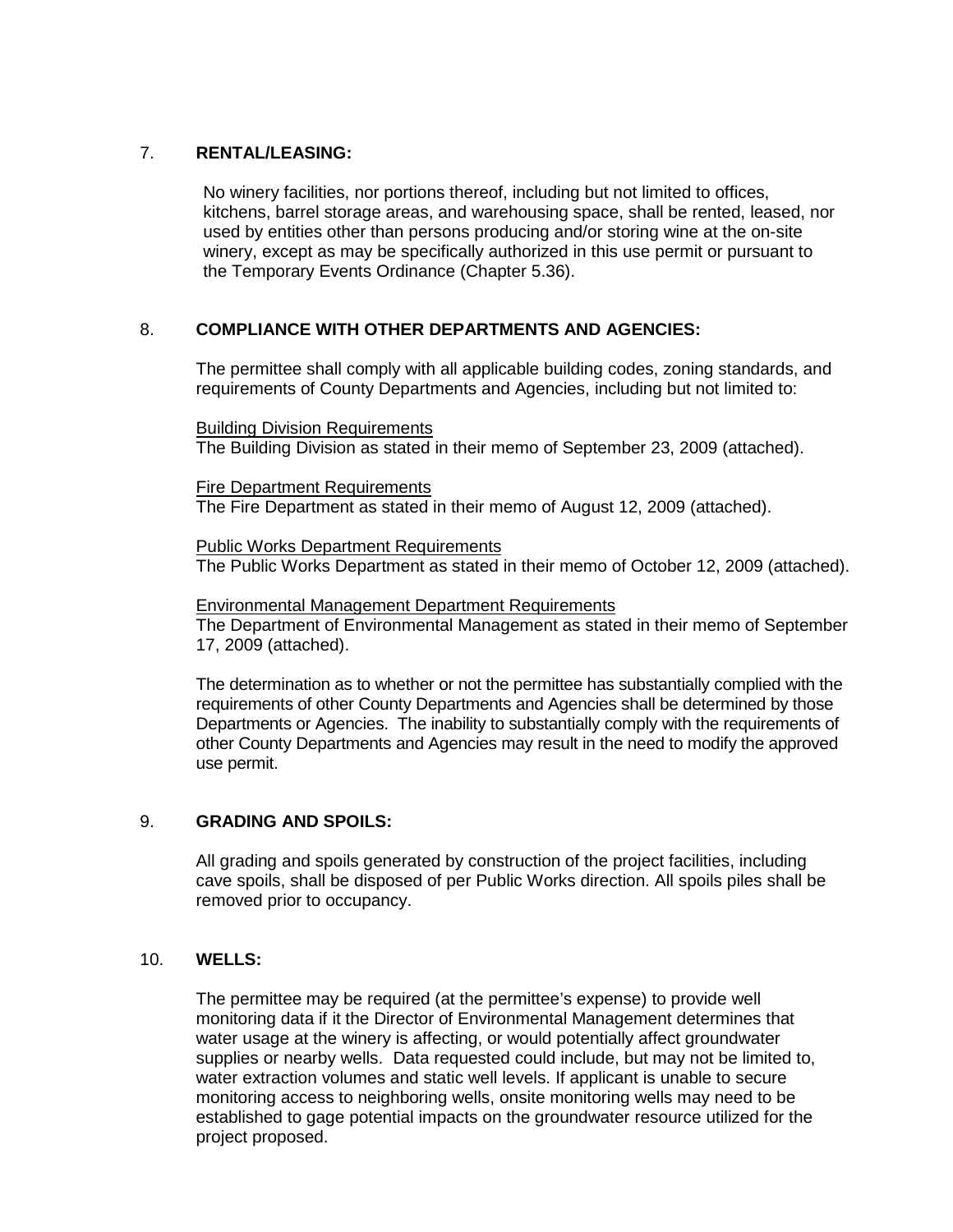7. **RENTAL/LEASING:**

No winery facilities, nor portions thereof, including but not limited to offices, kitchens, barrel storage areas, and warehousing space, shall be rented, leased, nor used by entities other than persons producing and/or storing wine at the on-site winery, except as may be specifically authorized in this use permit or pursuant to the Temporary Events Ordinance (Chapter 5.36).

8. **COMPLIANCE WITH OTHER DEPARTMENTS AND AGENCIES:**

The permittee shall comply with all applicable building codes, zoning standards, and requirements of County Departments and Agencies, including but not limited to:

Building Division Requirements
The Building Division as stated in their memo of September 23, 2009 (attached).

Fire Department Requirements
The Fire Department as stated in their memo of August 12, 2009 (attached).

Public Works Department Requirements
The Public Works Department as stated in their memo of October 12, 2009 (attached).

Environmental Management Department Requirements
The Department of Environmental Management as stated in their memo of September 17, 2009 (attached).

The determination as to whether or not the permittee has substantially complied with the requirements of other County Departments and Agencies shall be determined by those Departments or Agencies. The inability to substantially comply with the requirements of other County Departments and Agencies may result in the need to modify the approved use permit.

9. **GRADING AND SPOILS:**

All grading and spoils generated by construction of the project facilities, including cave spoils, shall be disposed of per Public Works direction. All spoils piles shall be removed prior to occupancy.

10. **WELLS:**

The permittee may be required (at the permittee's expense) to provide well monitoring data if it the Director of Environmental Management determines that water usage at the winery is affecting, or would potentially affect groundwater supplies or nearby wells. Data requested could include, but may not be limited to, water extraction volumes and static well levels. If applicant is unable to secure monitoring access to neighboring wells, onsite monitoring wells may need to be established to gage potential impacts on the groundwater resource utilized for the project proposed.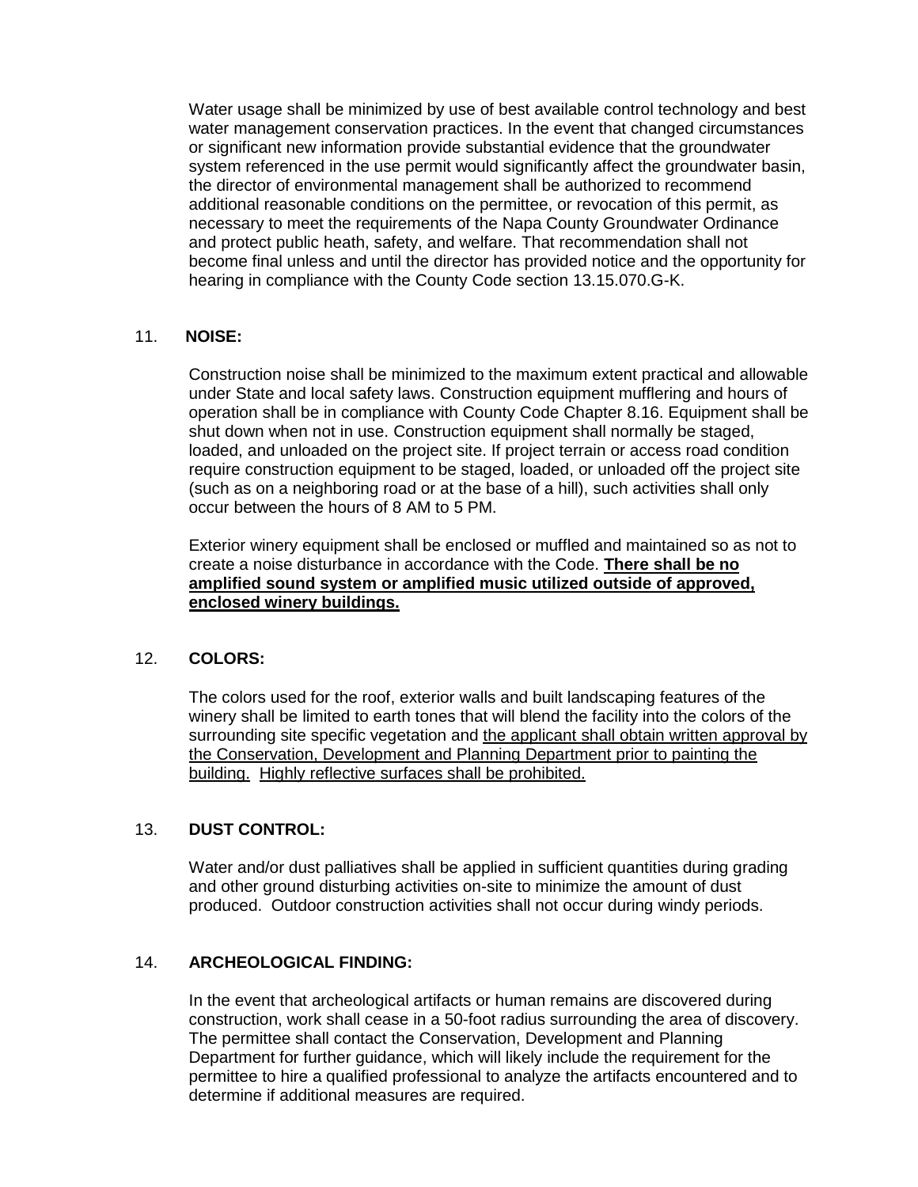Water usage shall be minimized by use of best available control technology and best water management conservation practices. In the event that changed circumstances or significant new information provide substantial evidence that the groundwater system referenced in the use permit would significantly affect the groundwater basin, the director of environmental management shall be authorized to recommend additional reasonable conditions on the permittee, or revocation of this permit, as necessary to meet the requirements of the Napa County Groundwater Ordinance and protect public heath, safety, and welfare. That recommendation shall not become final unless and until the director has provided notice and the opportunity for hearing in compliance with the County Code section 13.15.070.G-K.

11. **NOISE:**

Construction noise shall be minimized to the maximum extent practical and allowable under State and local safety laws. Construction equipment mufflering and hours of operation shall be in compliance with County Code Chapter 8.16. Equipment shall be shut down when not in use. Construction equipment shall normally be staged, loaded, and unloaded on the project site. If project terrain or access road condition require construction equipment to be staged, loaded, or unloaded off the project site (such as on a neighboring road or at the base of a hill), such activities shall only occur between the hours of 8 AM to 5 PM.

Exterior winery equipment shall be enclosed or muffled and maintained so as not to create a noise disturbance in accordance with the Code. **There shall be no amplified sound system or amplified music utilized outside of approved, enclosed winery buildings.**

12. **COLORS:**

The colors used for the roof, exterior walls and built landscaping features of the winery shall be limited to earth tones that will blend the facility into the colors of the surrounding site specific vegetation and the applicant shall obtain written approval by the Conservation, Development and Planning Department prior to painting the building. Highly reflective surfaces shall be prohibited.

13. **DUST CONTROL:**

Water and/or dust palliatives shall be applied in sufficient quantities during grading and other ground disturbing activities on-site to minimize the amount of dust produced. Outdoor construction activities shall not occur during windy periods.

14. **ARCHEOLOGICAL FINDING:**

In the event that archeological artifacts or human remains are discovered during construction, work shall cease in a 50-foot radius surrounding the area of discovery. The permittee shall contact the Conservation, Development and Planning Department for further guidance, which will likely include the requirement for the permittee to hire a qualified professional to analyze the artifacts encountered and to determine if additional measures are required.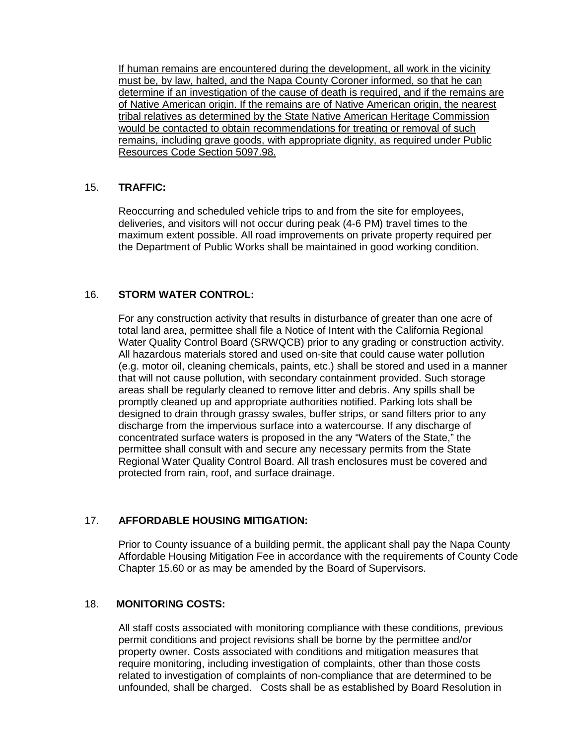<u>If human remains are encountered during the development, all work in the vicinity must be, by law, halted, and the Napa County Coroner informed, so that he can determine if an investigation of the cause of death is required, and if the remains are of Native American origin. If the remains are of Native American origin, the nearest tribal relatives as determined by the State Native American Heritage Commission would be contacted to obtain recommendations for treating or removal of such remains, including grave goods, with appropriate dignity, as required under Public Resources Code Section 5097.98.</u>

15. **TRAFFIC:**

Reoccurring and scheduled vehicle trips to and from the site for employees, deliveries, and visitors will not occur during peak (4-6 PM) travel times to the maximum extent possible. All road improvements on private property required per the Department of Public Works shall be maintained in good working condition.

16. **STORM WATER CONTROL:**

For any construction activity that results in disturbance of greater than one acre of total land area, permittee shall file a Notice of Intent with the California Regional Water Quality Control Board (SRWQCB) prior to any grading or construction activity. All hazardous materials stored and used on-site that could cause water pollution (e.g. motor oil, cleaning chemicals, paints, etc.) shall be stored and used in a manner that will not cause pollution, with secondary containment provided. Such storage areas shall be regularly cleaned to remove litter and debris. Any spills shall be promptly cleaned up and appropriate authorities notified. Parking lots shall be designed to drain through grassy swales, buffer strips, or sand filters prior to any discharge from the impervious surface into a watercourse. If any discharge of concentrated surface waters is proposed in the any "Waters of the State," the permittee shall consult with and secure any necessary permits from the State Regional Water Quality Control Board. All trash enclosures must be covered and protected from rain, roof, and surface drainage.

17. **AFFORDABLE HOUSING MITIGATION:**

Prior to County issuance of a building permit, the applicant shall pay the Napa County Affordable Housing Mitigation Fee in accordance with the requirements of County Code Chapter 15.60 or as may be amended by the Board of Supervisors.

18. **MONITORING COSTS:**

All staff costs associated with monitoring compliance with these conditions, previous permit conditions and project revisions shall be borne by the permittee and/or property owner. Costs associated with conditions and mitigation measures that require monitoring, including investigation of complaints, other than those costs related to investigation of complaints of non-compliance that are determined to be unfounded, shall be charged. Costs shall be as established by Board Resolution in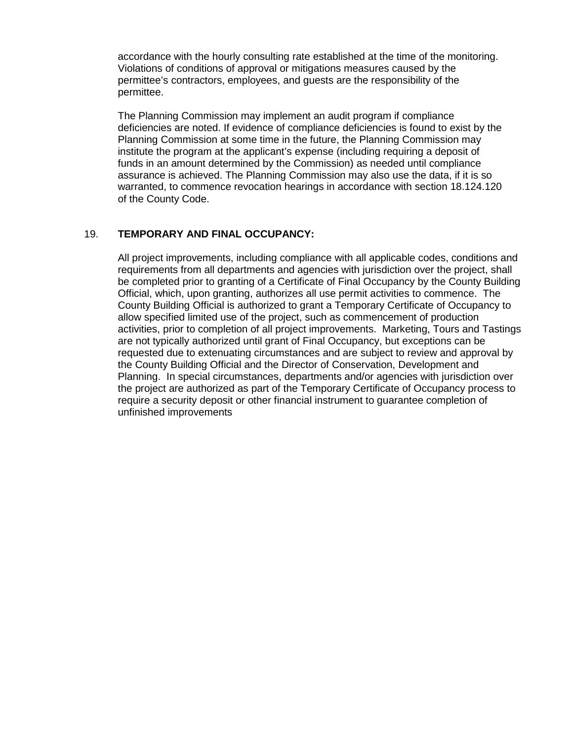accordance with the hourly consulting rate established at the time of the monitoring. Violations of conditions of approval or mitigations measures caused by the permittee's contractors, employees, and guests are the responsibility of the permittee.

The Planning Commission may implement an audit program if compliance deficiencies are noted. If evidence of compliance deficiencies is found to exist by the Planning Commission at some time in the future, the Planning Commission may institute the program at the applicant's expense (including requiring a deposit of funds in an amount determined by the Commission) as needed until compliance assurance is achieved. The Planning Commission may also use the data, if it is so warranted, to commence revocation hearings in accordance with section 18.124.120 of the County Code.

19. **TEMPORARY AND FINAL OCCUPANCY:**

All project improvements, including compliance with all applicable codes, conditions and requirements from all departments and agencies with jurisdiction over the project, shall be completed prior to granting of a Certificate of Final Occupancy by the County Building Official, which, upon granting, authorizes all use permit activities to commence. The County Building Official is authorized to grant a Temporary Certificate of Occupancy to allow specified limited use of the project, such as commencement of production activities, prior to completion of all project improvements. Marketing, Tours and Tastings are not typically authorized until grant of Final Occupancy, but exceptions can be requested due to extenuating circumstances and are subject to review and approval by the County Building Official and the Director of Conservation, Development and Planning. In special circumstances, departments and/or agencies with jurisdiction over the project are authorized as part of the Temporary Certificate of Occupancy process to require a security deposit or other financial instrument to guarantee completion of unfinished improvements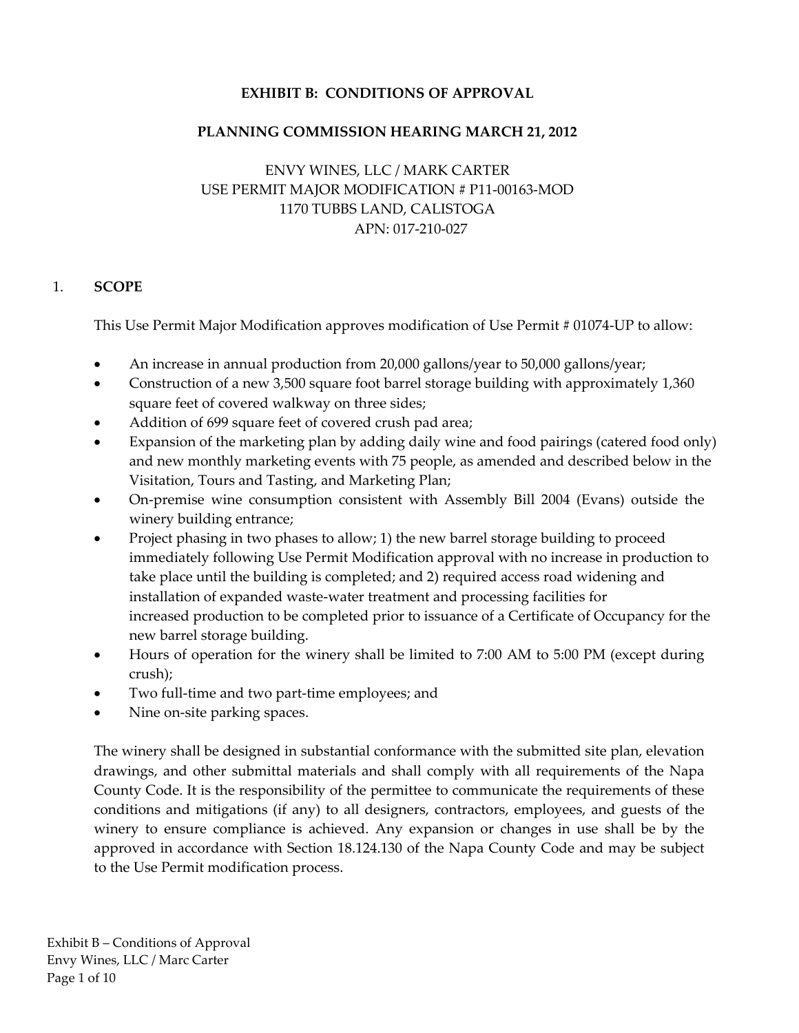**EXHIBIT B: CONDITIONS OF APPROVAL**

**PLANNING COMMISSION HEARING MARCH 21, 2012**

ENVY WINES, LLC / MARK CARTER
USE PERMIT MAJOR MODIFICATION # P11-00163-MOD
1170 TUBBS LAND, CALISTOGA
APN: 017-210-027

1. **SCOPE**

This Use Permit Major Modification approves modification of Use Permit # 01074-UP to allow:

- An increase in annual production from 20,000 gallons/year to 50,000 gallons/year;
- Construction of a new 3,500 square foot barrel storage building with approximately 1,360 square feet of covered walkway on three sides;
- Addition of 699 square feet of covered crush pad area;
- Expansion of the marketing plan by adding daily wine and food pairings (catered food only) and new monthly marketing events with 75 people, as amended and described below in the Visitation, Tours and Tasting, and Marketing Plan;
- On-premise wine consumption consistent with Assembly Bill 2004 (Evans) outside the winery building entrance;
- Project phasing in two phases to allow; 1) the new barrel storage building to proceed immediately following Use Permit Modification approval with no increase in production to take place until the building is completed; and 2) required access road widening and installation of expanded waste-water treatment and processing facilities for increased production to be completed prior to issuance of a Certificate of Occupancy for the new barrel storage building.
- Hours of operation for the winery shall be limited to 7:00 AM to 5:00 PM (except during crush);
- Two full-time and two part-time employees; and
- Nine on-site parking spaces.

The winery shall be designed in substantial conformance with the submitted site plan, elevation drawings, and other submittal materials and shall comply with all requirements of the Napa County Code. It is the responsibility of the permittee to communicate the requirements of these conditions and mitigations (if any) to all designers, contractors, employees, and guests of the winery to ensure compliance is achieved. Any expansion or changes in use shall be by the approved in accordance with Section 18.124.130 of the Napa County Code and may be subject to the Use Permit modification process.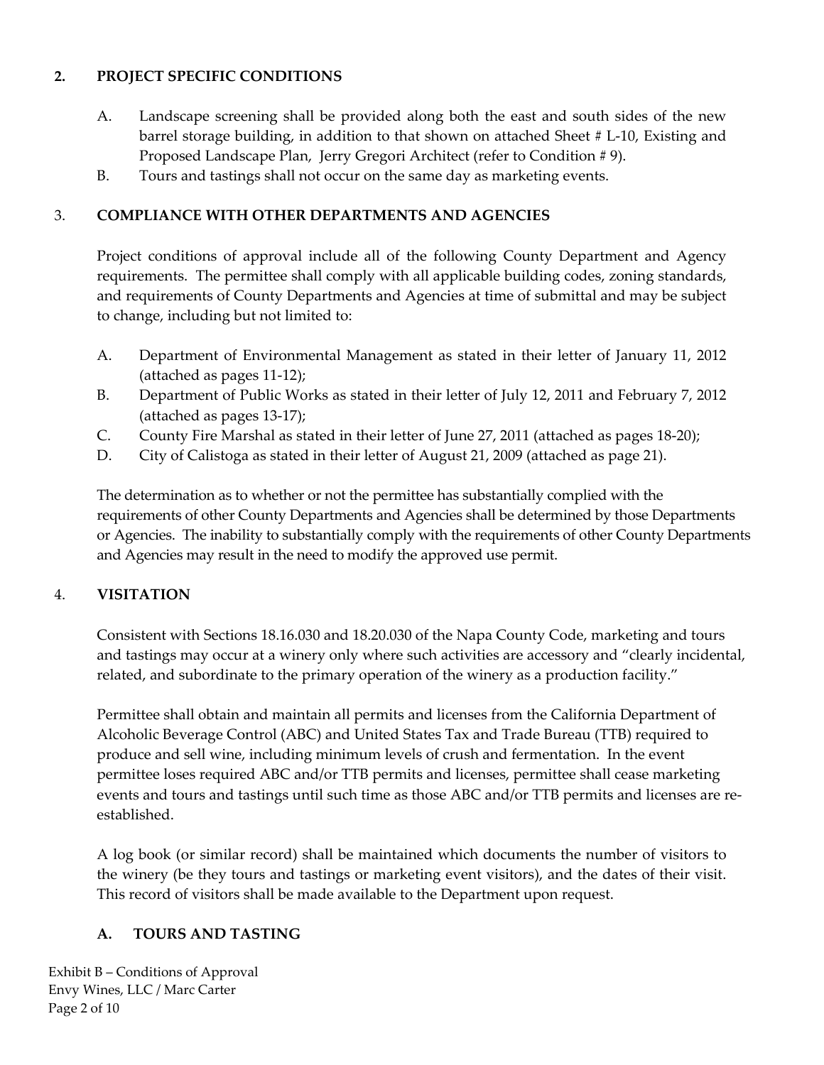## 2. PROJECT SPECIFIC CONDITIONS

A. Landscape screening shall be provided along both the east and south sides of the new barrel storage building, in addition to that shown on attached Sheet # L-10, Existing and Proposed Landscape Plan, Jerry Gregori Architect (refer to Condition # 9).

B. Tours and tastings shall not occur on the same day as marketing events.

## 3. COMPLIANCE WITH OTHER DEPARTMENTS AND AGENCIES

Project conditions of approval include all of the following County Department and Agency requirements. The permittee shall comply with all applicable building codes, zoning standards, and requirements of County Departments and Agencies at time of submittal and may be subject to change, including but not limited to:

A. Department of Environmental Management as stated in their letter of January 11, 2012 (attached as pages 11-12);

B. Department of Public Works as stated in their letter of July 12, 2011 and February 7, 2012 (attached as pages 13-17);

C. County Fire Marshal as stated in their letter of June 27, 2011 (attached as pages 18-20);

D. City of Calistoga as stated in their letter of August 21, 2009 (attached as page 21).

The determination as to whether or not the permittee has substantially complied with the requirements of other County Departments and Agencies shall be determined by those Departments or Agencies. The inability to substantially comply with the requirements of other County Departments and Agencies may result in the need to modify the approved use permit.

## 4. VISITATION

Consistent with Sections 18.16.030 and 18.20.030 of the Napa County Code, marketing and tours and tastings may occur at a winery only where such activities are accessory and "clearly incidental, related, and subordinate to the primary operation of the winery as a production facility."

Permittee shall obtain and maintain all permits and licenses from the California Department of Alcoholic Beverage Control (ABC) and United States Tax and Trade Bureau (TTB) required to produce and sell wine, including minimum levels of crush and fermentation. In the event permittee loses required ABC and/or TTB permits and licenses, permittee shall cease marketing events and tours and tastings until such time as those ABC and/or TTB permits and licenses are re-established.

A log book (or similar record) shall be maintained which documents the number of visitors to the winery (be they tours and tastings or marketing event visitors), and the dates of their visit. This record of visitors shall be made available to the Department upon request.

### A. TOURS AND TASTING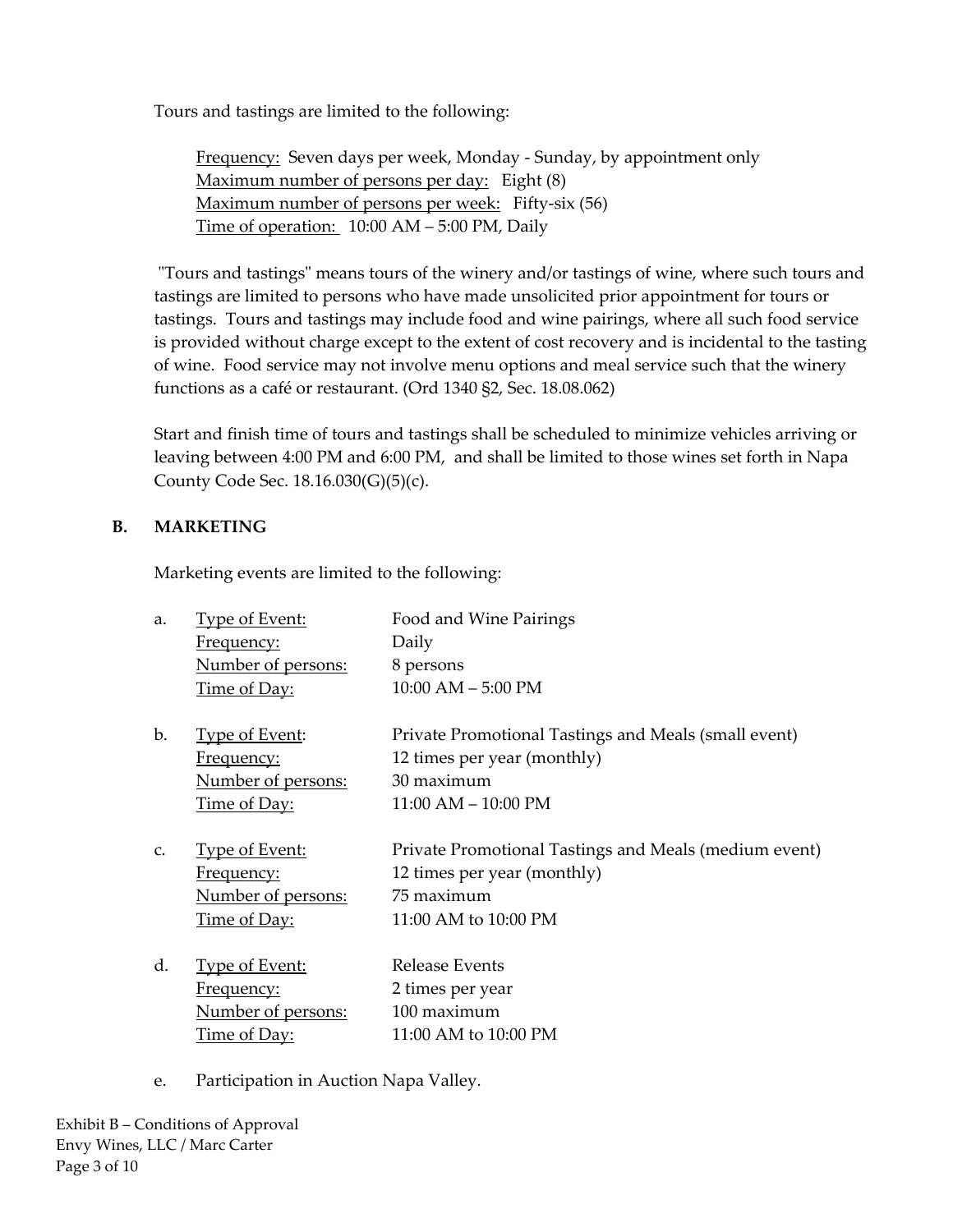Tours and tastings are limited to the following:

<u>Frequency:</u> Seven days per week, Monday - Sunday, by appointment only
<u>Maximum number of persons per day:</u> Eight (8)
<u>Maximum number of persons per week:</u> Fifty-six (56)
<u>Time of operation:</u> 10:00 AM – 5:00 PM, Daily

"Tours and tastings" means tours of the winery and/or tastings of wine, where such tours and tastings are limited to persons who have made unsolicited prior appointment for tours or tastings. Tours and tastings may include food and wine pairings, where all such food service is provided without charge except to the extent of cost recovery and is incidental to the tasting of wine. Food service may not involve menu options and meal service such that the winery functions as a café or restaurant. (Ord 1340 §2, Sec. 18.08.062)

Start and finish time of tours and tastings shall be scheduled to minimize vehicles arriving or leaving between 4:00 PM and 6:00 PM, and shall be limited to those wines set forth in Napa County Code Sec. 18.16.030(G)(5)(c).

**B. MARKETING**

Marketing events are limited to the following:

a. <u>Type of Event:</u> Food and Wine Pairings
<u>Frequency:</u> Daily
<u>Number of persons:</u> 8 persons
<u>Time of Day:</u> 10:00 AM – 5:00 PM

b. <u>Type of Event</u>: Private Promotional Tastings and Meals (small event)
<u>Frequency:</u> 12 times per year (monthly)
<u>Number of persons:</u> 30 maximum
<u>Time of Day:</u> 11:00 AM – 10:00 PM

c. <u>Type of Event:</u> Private Promotional Tastings and Meals (medium event)
<u>Frequency:</u> 12 times per year (monthly)
<u>Number of persons:</u> 75 maximum
<u>Time of Day:</u> 11:00 AM to 10:00 PM

d. <u>Type of Event:</u> Release Events
<u>Frequency:</u> 2 times per year
<u>Number of persons:</u> 100 maximum
<u>Time of Day:</u> 11:00 AM to 10:00 PM

e. Participation in Auction Napa Valley.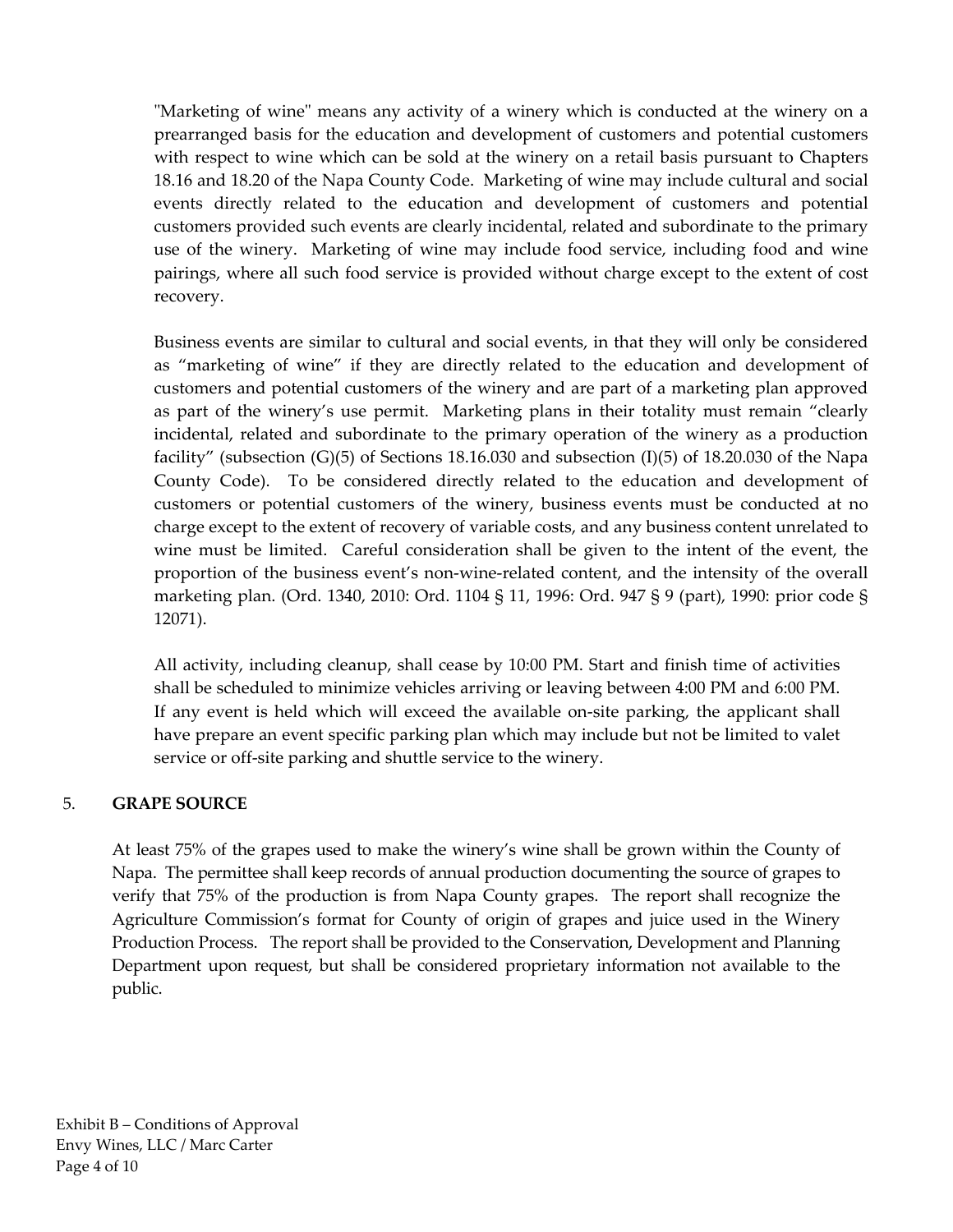"Marketing of wine" means any activity of a winery which is conducted at the winery on a prearranged basis for the education and development of customers and potential customers with respect to wine which can be sold at the winery on a retail basis pursuant to Chapters 18.16 and 18.20 of the Napa County Code. Marketing of wine may include cultural and social events directly related to the education and development of customers and potential customers provided such events are clearly incidental, related and subordinate to the primary use of the winery. Marketing of wine may include food service, including food and wine pairings, where all such food service is provided without charge except to the extent of cost recovery.

Business events are similar to cultural and social events, in that they will only be considered as "marketing of wine" if they are directly related to the education and development of customers and potential customers of the winery and are part of a marketing plan approved as part of the winery's use permit. Marketing plans in their totality must remain "clearly incidental, related and subordinate to the primary operation of the winery as a production facility" (subsection (G)(5) of Sections 18.16.030 and subsection (I)(5) of 18.20.030 of the Napa County Code). To be considered directly related to the education and development of customers or potential customers of the winery, business events must be conducted at no charge except to the extent of recovery of variable costs, and any business content unrelated to wine must be limited. Careful consideration shall be given to the intent of the event, the proportion of the business event's non-wine-related content, and the intensity of the overall marketing plan. (Ord. 1340, 2010: Ord. 1104 § 11, 1996: Ord. 947 § 9 (part), 1990: prior code § 12071).

All activity, including cleanup, shall cease by 10:00 PM. Start and finish time of activities shall be scheduled to minimize vehicles arriving or leaving between 4:00 PM and 6:00 PM. If any event is held which will exceed the available on-site parking, the applicant shall have prepare an event specific parking plan which may include but not be limited to valet service or off-site parking and shuttle service to the winery.

5. **GRAPE SOURCE**

At least 75% of the grapes used to make the winery's wine shall be grown within the County of Napa. The permittee shall keep records of annual production documenting the source of grapes to verify that 75% of the production is from Napa County grapes. The report shall recognize the Agriculture Commission's format for County of origin of grapes and juice used in the Winery Production Process. The report shall be provided to the Conservation, Development and Planning Department upon request, but shall be considered proprietary information not available to the public.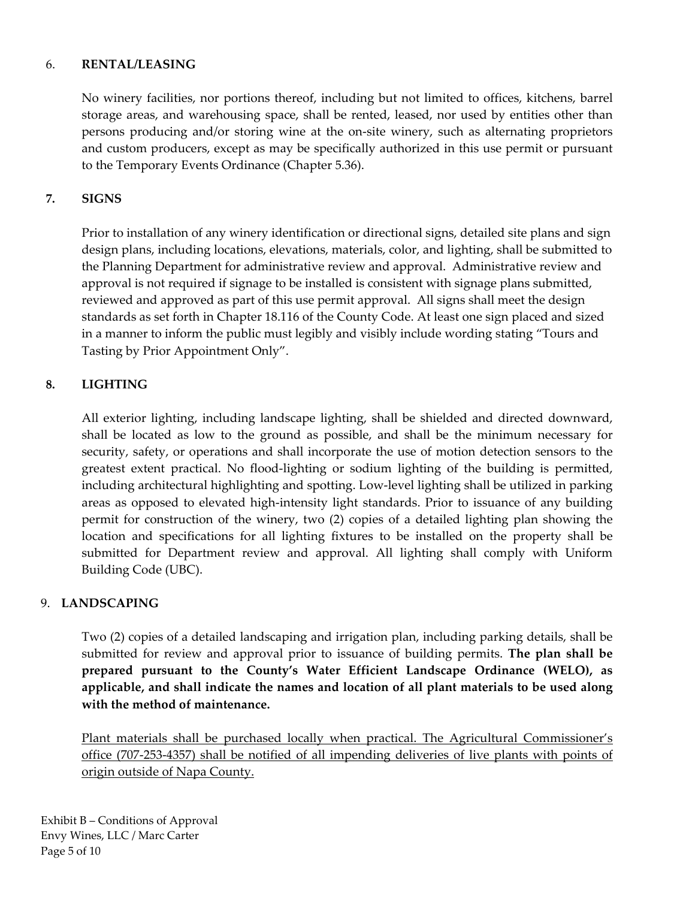6. **RENTAL/LEASING**

No winery facilities, nor portions thereof, including but not limited to offices, kitchens, barrel storage areas, and warehousing space, shall be rented, leased, nor used by entities other than persons producing and/or storing wine at the on-site winery, such as alternating proprietors and custom producers, except as may be specifically authorized in this use permit or pursuant to the Temporary Events Ordinance (Chapter 5.36).

**7. SIGNS**

Prior to installation of any winery identification or directional signs, detailed site plans and sign design plans, including locations, elevations, materials, color, and lighting, shall be submitted to the Planning Department for administrative review and approval. Administrative review and approval is not required if signage to be installed is consistent with signage plans submitted, reviewed and approved as part of this use permit approval. All signs shall meet the design standards as set forth in Chapter 18.116 of the County Code. At least one sign placed and sized in a manner to inform the public must legibly and visibly include wording stating "Tours and Tasting by Prior Appointment Only".

**8. LIGHTING**

All exterior lighting, including landscape lighting, shall be shielded and directed downward, shall be located as low to the ground as possible, and shall be the minimum necessary for security, safety, or operations and shall incorporate the use of motion detection sensors to the greatest extent practical. No flood-lighting or sodium lighting of the building is permitted, including architectural highlighting and spotting. Low-level lighting shall be utilized in parking areas as opposed to elevated high-intensity light standards. Prior to issuance of any building permit for construction of the winery, two (2) copies of a detailed lighting plan showing the location and specifications for all lighting fixtures to be installed on the property shall be submitted for Department review and approval. All lighting shall comply with Uniform Building Code (UBC).

9. **LANDSCAPING**

Two (2) copies of a detailed landscaping and irrigation plan, including parking details, shall be submitted for review and approval prior to issuance of building permits. **The plan shall be prepared pursuant to the County's Water Efficient Landscape Ordinance (WELO), as applicable, and shall indicate the names and location of all plant materials to be used along with the method of maintenance.**

<u>Plant materials shall be purchased locally when practical. The Agricultural Commissioner's office (707-253-4357) shall be notified of all impending deliveries of live plants with points of origin outside of Napa County.</u>

Exhibit B – Conditions of Approval
Envy Wines, LLC / Marc Carter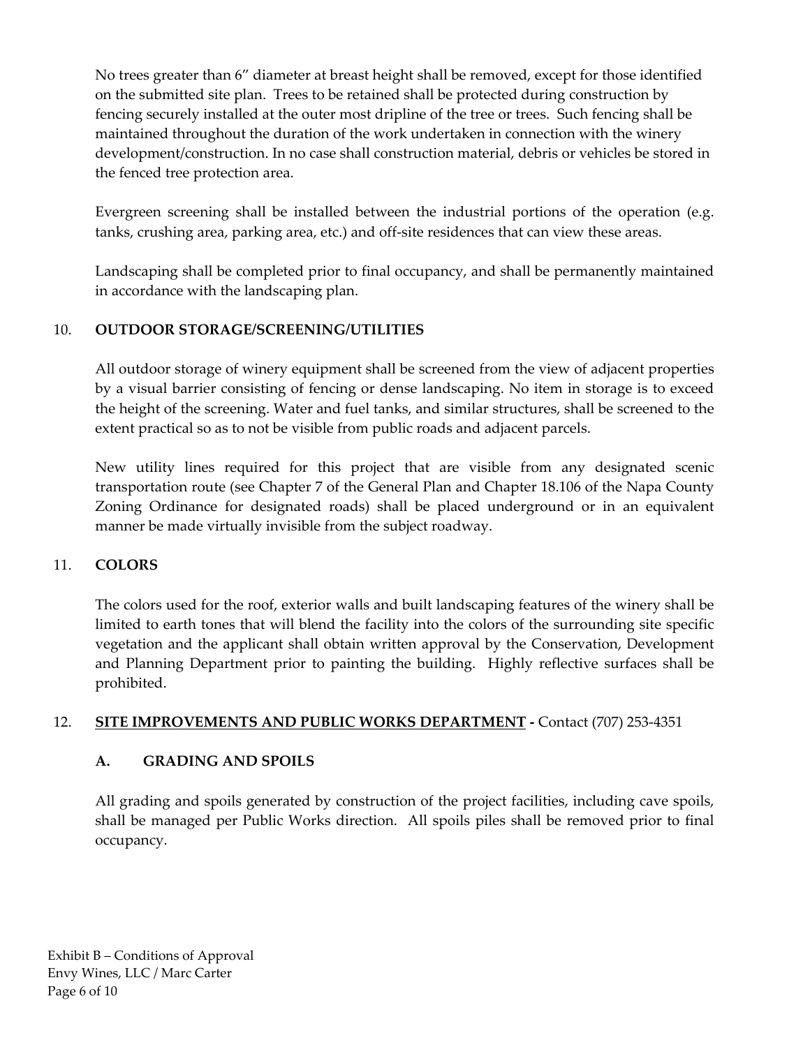No trees greater than 6" diameter at breast height shall be removed, except for those identified on the submitted site plan. Trees to be retained shall be protected during construction by fencing securely installed at the outer most dripline of the tree or trees. Such fencing shall be maintained throughout the duration of the work undertaken in connection with the winery development/construction. In no case shall construction material, debris or vehicles be stored in the fenced tree protection area.

Evergreen screening shall be installed between the industrial portions of the operation (e.g. tanks, crushing area, parking area, etc.) and off-site residences that can view these areas.

Landscaping shall be completed prior to final occupancy, and shall be permanently maintained in accordance with the landscaping plan.

## 10. OUTDOOR STORAGE/SCREENING/UTILITIES

All outdoor storage of winery equipment shall be screened from the view of adjacent properties by a visual barrier consisting of fencing or dense landscaping. No item in storage is to exceed the height of the screening. Water and fuel tanks, and similar structures, shall be screened to the extent practical so as to not be visible from public roads and adjacent parcels.

New utility lines required for this project that are visible from any designated scenic transportation route (see Chapter 7 of the General Plan and Chapter 18.106 of the Napa County Zoning Ordinance for designated roads) shall be placed underground or in an equivalent manner be made virtually invisible from the subject roadway.

## 11. COLORS

The colors used for the roof, exterior walls and built landscaping features of the winery shall be limited to earth tones that will blend the facility into the colors of the surrounding site specific vegetation and the applicant shall obtain written approval by the Conservation, Development and Planning Department prior to painting the building. Highly reflective surfaces shall be prohibited.

## 12. SITE IMPROVEMENTS AND PUBLIC WORKS DEPARTMENT - Contact (707) 253-4351

### A. GRADING AND SPOILS

All grading and spoils generated by construction of the project facilities, including cave spoils, shall be managed per Public Works direction. All spoils piles shall be removed prior to final occupancy.

Exhibit B – Conditions of Approval
Envy Wines, LLC / Marc Carter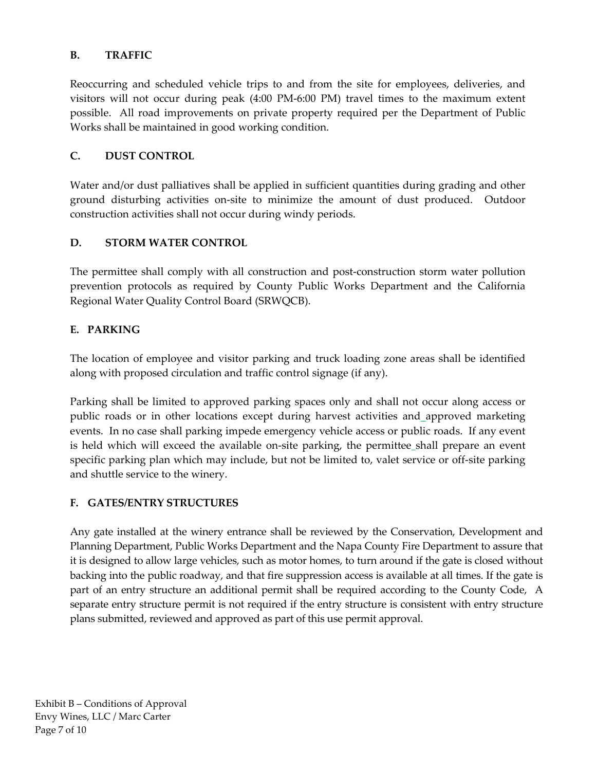## B. TRAFFIC

Reoccurring and scheduled vehicle trips to and from the site for employees, deliveries, and visitors will not occur during peak (4:00 PM-6:00 PM) travel times to the maximum extent possible. All road improvements on private property required per the Department of Public Works shall be maintained in good working condition.

## C. DUST CONTROL

Water and/or dust palliatives shall be applied in sufficient quantities during grading and other ground disturbing activities on-site to minimize the amount of dust produced. Outdoor construction activities shall not occur during windy periods.

## D. STORM WATER CONTROL

The permittee shall comply with all construction and post-construction storm water pollution prevention protocols as required by County Public Works Department and the California Regional Water Quality Control Board (SRWQCB).

## E. PARKING

The location of employee and visitor parking and truck loading zone areas shall be identified along with proposed circulation and traffic control signage (if any).

Parking shall be limited to approved parking spaces only and shall not occur along access or public roads or in other locations except during harvest activities and_approved marketing events. In no case shall parking impede emergency vehicle access or public roads. If any event is held which will exceed the available on-site parking, the permittee_shall prepare an event specific parking plan which may include, but not be limited to, valet service or off-site parking and shuttle service to the winery.

## F. GATES/ENTRY STRUCTURES

Any gate installed at the winery entrance shall be reviewed by the Conservation, Development and Planning Department, Public Works Department and the Napa County Fire Department to assure that it is designed to allow large vehicles, such as motor homes, to turn around if the gate is closed without backing into the public roadway, and that fire suppression access is available at all times. If the gate is part of an entry structure an additional permit shall be required according to the County Code, A separate entry structure permit is not required if the entry structure is consistent with entry structure plans submitted, reviewed and approved as part of this use permit approval.

Exhibit B – Conditions of Approval
Envy Wines, LLC / Marc Carter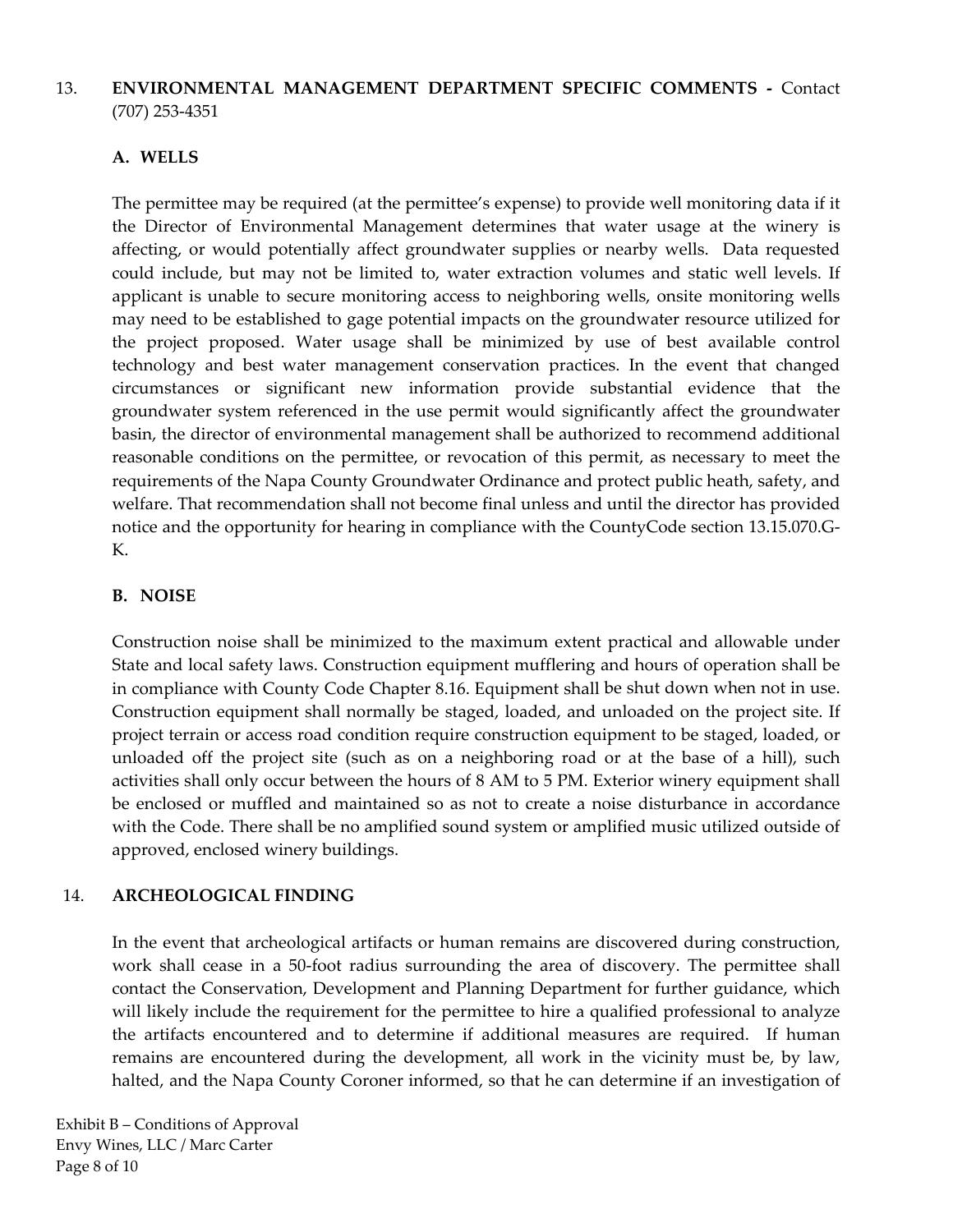13. **ENVIRONMENTAL MANAGEMENT DEPARTMENT SPECIFIC COMMENTS -** Contact (707) 253-4351

**A. WELLS**

The permittee may be required (at the permittee's expense) to provide well monitoring data if it the Director of Environmental Management determines that water usage at the winery is affecting, or would potentially affect groundwater supplies or nearby wells. Data requested could include, but may not be limited to, water extraction volumes and static well levels. If applicant is unable to secure monitoring access to neighboring wells, onsite monitoring wells may need to be established to gage potential impacts on the groundwater resource utilized for the project proposed. Water usage shall be minimized by use of best available control technology and best water management conservation practices. In the event that changed circumstances or significant new information provide substantial evidence that the groundwater system referenced in the use permit would significantly affect the groundwater basin, the director of environmental management shall be authorized to recommend additional reasonable conditions on the permittee, or revocation of this permit, as necessary to meet the requirements of the Napa County Groundwater Ordinance and protect public heath, safety, and welfare. That recommendation shall not become final unless and until the director has provided notice and the opportunity for hearing in compliance with the CountyCode section 13.15.070.G-K.

**B. NOISE**

Construction noise shall be minimized to the maximum extent practical and allowable under State and local safety laws. Construction equipment mufflering and hours of operation shall be in compliance with County Code Chapter 8.16. Equipment shall be shut down when not in use. Construction equipment shall normally be staged, loaded, and unloaded on the project site. If project terrain or access road condition require construction equipment to be staged, loaded, or unloaded off the project site (such as on a neighboring road or at the base of a hill), such activities shall only occur between the hours of 8 AM to 5 PM. Exterior winery equipment shall be enclosed or muffled and maintained so as not to create a noise disturbance in accordance with the Code. There shall be no amplified sound system or amplified music utilized outside of approved, enclosed winery buildings.

14. **ARCHEOLOGICAL FINDING**

In the event that archeological artifacts or human remains are discovered during construction, work shall cease in a 50-foot radius surrounding the area of discovery. The permittee shall contact the Conservation, Development and Planning Department for further guidance, which will likely include the requirement for the permittee to hire a qualified professional to analyze the artifacts encountered and to determine if additional measures are required. If human remains are encountered during the development, all work in the vicinity must be, by law, halted, and the Napa County Coroner informed, so that he can determine if an investigation of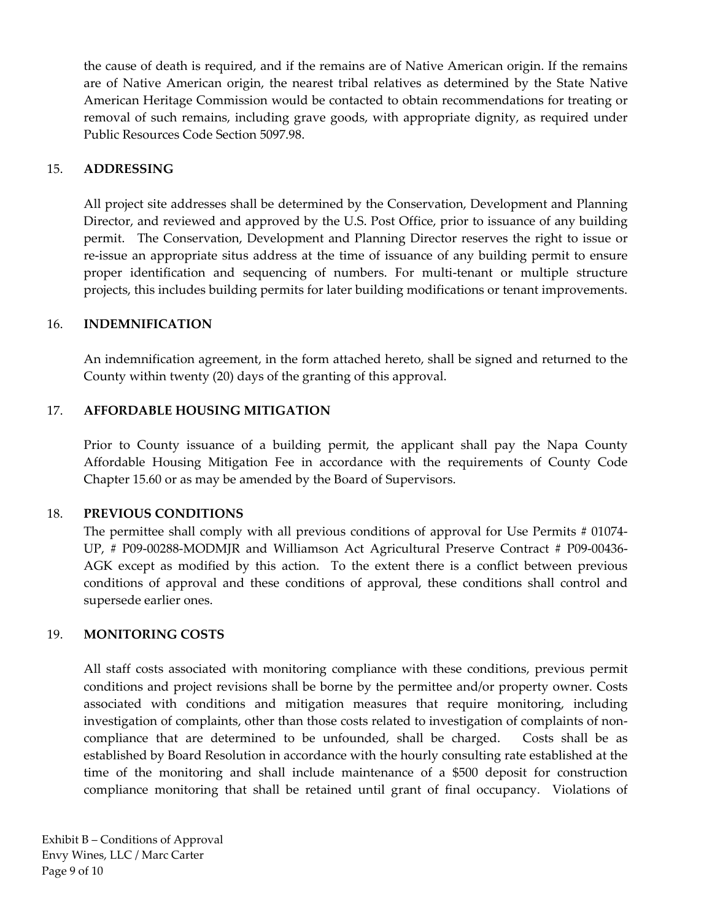the cause of death is required, and if the remains are of Native American origin. If the remains are of Native American origin, the nearest tribal relatives as determined by the State Native American Heritage Commission would be contacted to obtain recommendations for treating or removal of such remains, including grave goods, with appropriate dignity, as required under Public Resources Code Section 5097.98.

15. **ADDRESSING**

All project site addresses shall be determined by the Conservation, Development and Planning Director, and reviewed and approved by the U.S. Post Office, prior to issuance of any building permit. The Conservation, Development and Planning Director reserves the right to issue or re-issue an appropriate situs address at the time of issuance of any building permit to ensure proper identification and sequencing of numbers. For multi-tenant or multiple structure projects, this includes building permits for later building modifications or tenant improvements.

16. **INDEMNIFICATION**

An indemnification agreement, in the form attached hereto, shall be signed and returned to the County within twenty (20) days of the granting of this approval.

17. **AFFORDABLE HOUSING MITIGATION**

Prior to County issuance of a building permit, the applicant shall pay the Napa County Affordable Housing Mitigation Fee in accordance with the requirements of County Code Chapter 15.60 or as may be amended by the Board of Supervisors.

18. **PREVIOUS CONDITIONS**

The permittee shall comply with all previous conditions of approval for Use Permits # 01074-UP, # P09-00288-MODMJR and Williamson Act Agricultural Preserve Contract # P09-00436-AGK except as modified by this action. To the extent there is a conflict between previous conditions of approval and these conditions of approval, these conditions shall control and supersede earlier ones.

19. **MONITORING COSTS**

All staff costs associated with monitoring compliance with these conditions, previous permit conditions and project revisions shall be borne by the permittee and/or property owner. Costs associated with conditions and mitigation measures that require monitoring, including investigation of complaints, other than those costs related to investigation of complaints of non-compliance that are determined to be unfounded, shall be charged. Costs shall be as established by Board Resolution in accordance with the hourly consulting rate established at the time of the monitoring and shall include maintenance of a $500 deposit for construction compliance monitoring that shall be retained until grant of final occupancy. Violations of

Exhibit B – Conditions of Approval
Envy Wines, LLC / Marc Carter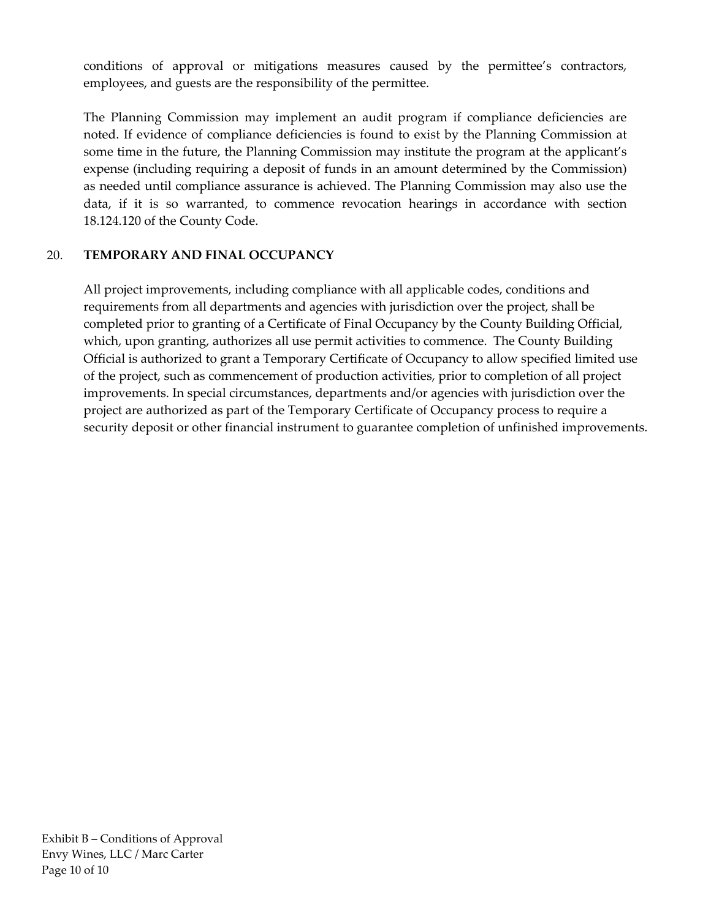conditions of approval or mitigations measures caused by the permittee's contractors, employees, and guests are the responsibility of the permittee.

The Planning Commission may implement an audit program if compliance deficiencies are noted. If evidence of compliance deficiencies is found to exist by the Planning Commission at some time in the future, the Planning Commission may institute the program at the applicant's expense (including requiring a deposit of funds in an amount determined by the Commission) as needed until compliance assurance is achieved. The Planning Commission may also use the data, if it is so warranted, to commence revocation hearings in accordance with section 18.124.120 of the County Code.

20. **TEMPORARY AND FINAL OCCUPANCY**

All project improvements, including compliance with all applicable codes, conditions and requirements from all departments and agencies with jurisdiction over the project, shall be completed prior to granting of a Certificate of Final Occupancy by the County Building Official, which, upon granting, authorizes all use permit activities to commence. The County Building Official is authorized to grant a Temporary Certificate of Occupancy to allow specified limited use of the project, such as commencement of production activities, prior to completion of all project improvements. In special circumstances, departments and/or agencies with jurisdiction over the project are authorized as part of the Temporary Certificate of Occupancy process to require a security deposit or other financial instrument to guarantee completion of unfinished improvements.